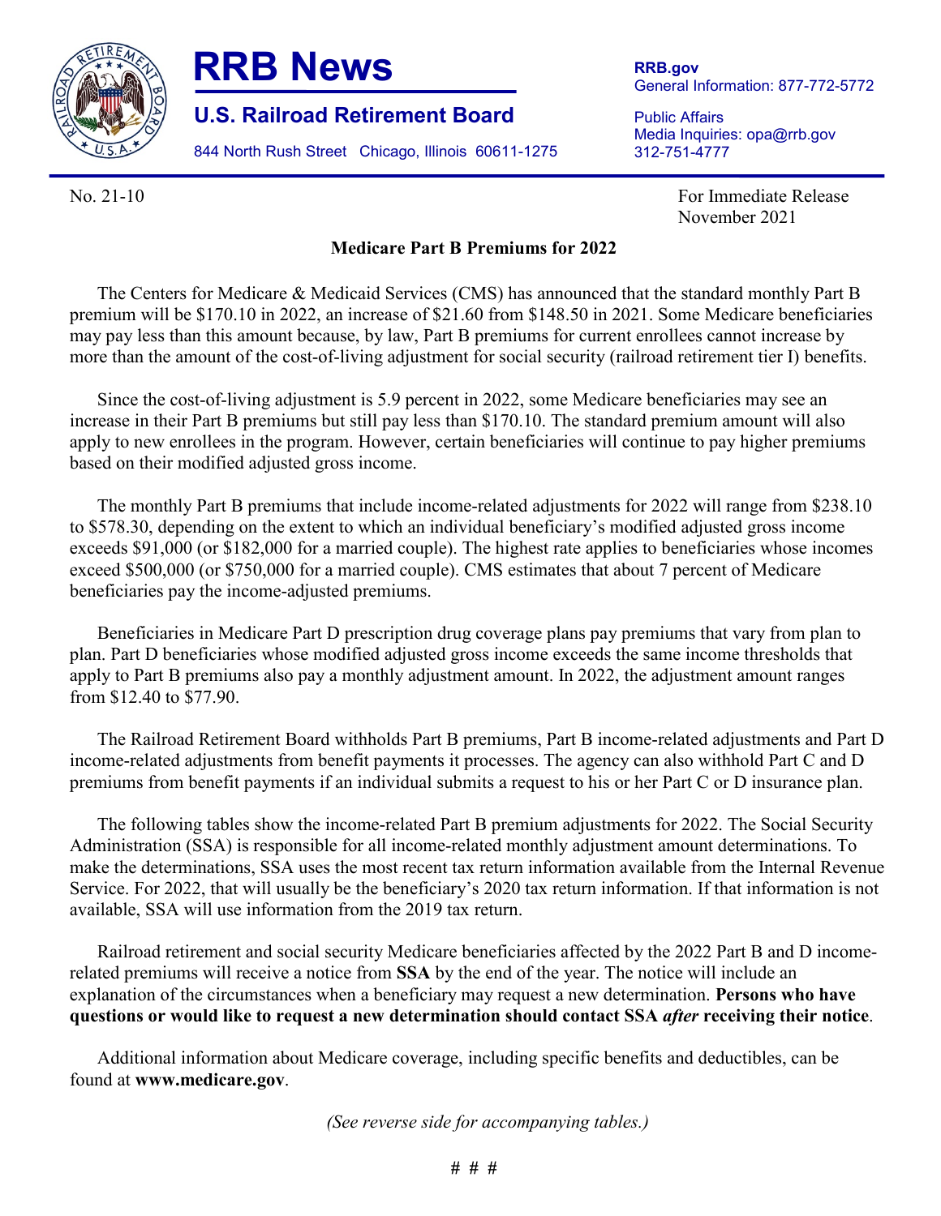# RRB News

## U.S. Railroad Retirement Board

844 North Rush Street Chicago, Illinois 60611-1275

**RRB.gov**
General Information: 877-772-5772

Public Affairs
Media Inquiries: opa@rrb.gov
312-751-4777

No. 21-10

For Immediate Release
November 2021

**Medicare Part B Premiums for 2022**

The Centers for Medicare & Medicaid Services (CMS) has announced that the standard monthly Part B premium will be $170.10 in 2022, an increase of $21.60 from $148.50 in 2021. Some Medicare beneficiaries may pay less than this amount because, by law, Part B premiums for current enrollees cannot increase by more than the amount of the cost-of-living adjustment for social security (railroad retirement tier I) benefits.

Since the cost-of-living adjustment is 5.9 percent in 2022, some Medicare beneficiaries may see an increase in their Part B premiums but still pay less than $170.10. The standard premium amount will also apply to new enrollees in the program. However, certain beneficiaries will continue to pay higher premiums based on their modified adjusted gross income.

The monthly Part B premiums that include income-related adjustments for 2022 will range from $238.10 to $578.30, depending on the extent to which an individual beneficiary's modified adjusted gross income exceeds $91,000 (or $182,000 for a married couple). The highest rate applies to beneficiaries whose incomes exceed $500,000 (or $750,000 for a married couple). CMS estimates that about 7 percent of Medicare beneficiaries pay the income-adjusted premiums.

Beneficiaries in Medicare Part D prescription drug coverage plans pay premiums that vary from plan to plan. Part D beneficiaries whose modified adjusted gross income exceeds the same income thresholds that apply to Part B premiums also pay a monthly adjustment amount. In 2022, the adjustment amount ranges from $12.40 to $77.90.

The Railroad Retirement Board withholds Part B premiums, Part B income-related adjustments and Part D income-related adjustments from benefit payments it processes. The agency can also withhold Part C and D premiums from benefit payments if an individual submits a request to his or her Part C or D insurance plan.

The following tables show the income-related Part B premium adjustments for 2022. The Social Security Administration (SSA) is responsible for all income-related monthly adjustment amount determinations. To make the determinations, SSA uses the most recent tax return information available from the Internal Revenue Service. For 2022, that will usually be the beneficiary's 2020 tax return information. If that information is not available, SSA will use information from the 2019 tax return.

Railroad retirement and social security Medicare beneficiaries affected by the 2022 Part B and D income-related premiums will receive a notice from **SSA** by the end of the year. The notice will include an explanation of the circumstances when a beneficiary may request a new determination. **Persons who have questions or would like to request a new determination should contact SSA *after* receiving their notice**.

Additional information about Medicare coverage, including specific benefits and deductibles, can be found at **www.medicare.gov**.

*(See reverse side for accompanying tables.)*

# # #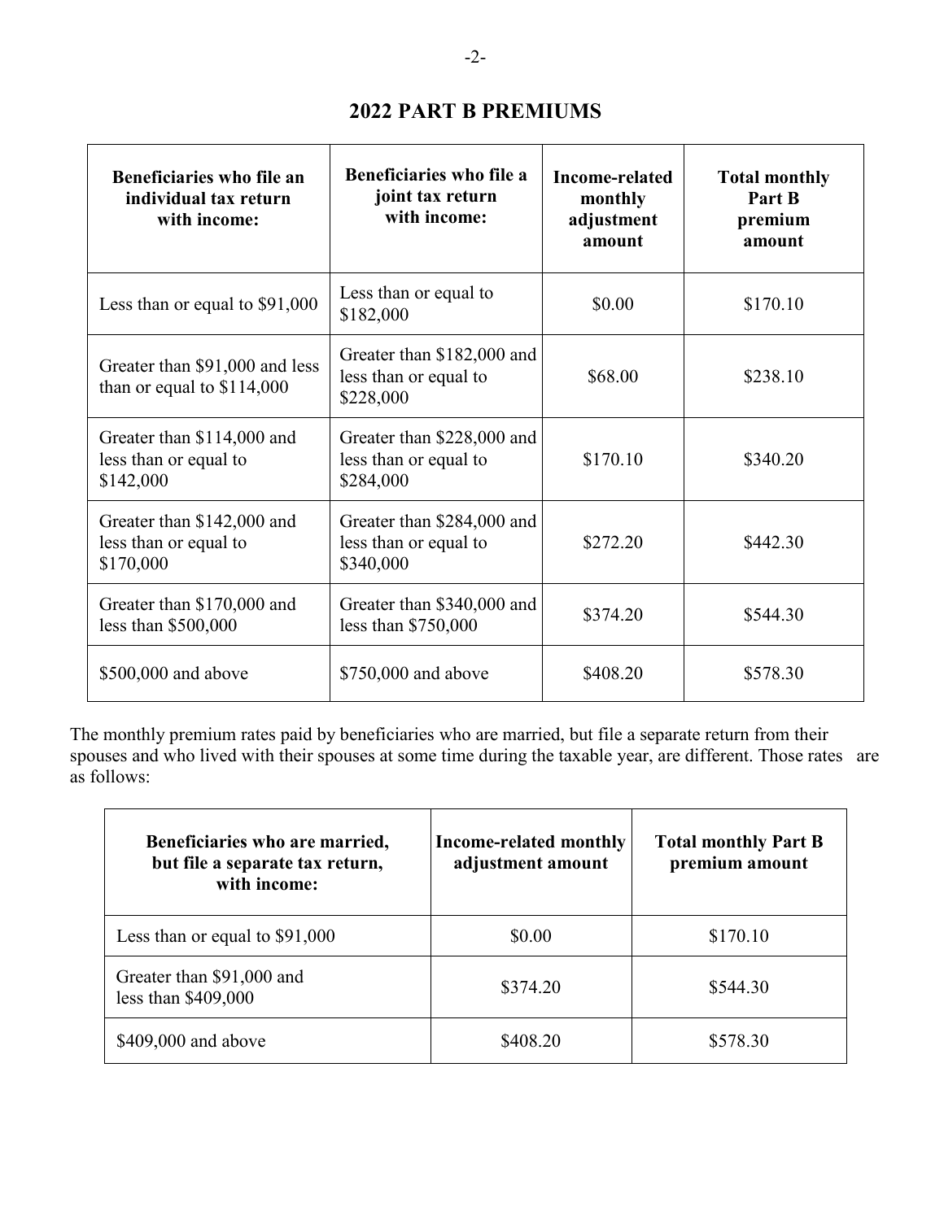## 2022 PART B PREMIUMS

| Beneficiaries who file an individual tax return with income: | Beneficiaries who file a joint tax return with income: | Income-related monthly adjustment amount | Total monthly Part B premium amount |
|---|---|---|---|
| Less than or equal to $91,000 | Less than or equal to $182,000 | $0.00 | $170.10 |
| Greater than $91,000 and less than or equal to $114,000 | Greater than $182,000 and less than or equal to $228,000 | $68.00 | $238.10 |
| Greater than $114,000 and less than or equal to $142,000 | Greater than $228,000 and less than or equal to $284,000 | $170.10 | $340.20 |
| Greater than $142,000 and less than or equal to $170,000 | Greater than $284,000 and less than or equal to $340,000 | $272.20 | $442.30 |
| Greater than $170,000 and less than $500,000 | Greater than $340,000 and less than $750,000 | $374.20 | $544.30 |
| $500,000 and above | $750,000 and above | $408.20 | $578.30 |

The monthly premium rates paid by beneficiaries who are married, but file a separate return from their spouses and who lived with their spouses at some time during the taxable year, are different. Those rates are as follows:

| Beneficiaries who are married, but file a separate tax return, with income: | Income-related monthly adjustment amount | Total monthly Part B premium amount |
|---|---|---|
| Less than or equal to $91,000 | $0.00 | $170.10 |
| Greater than $91,000 and less than $409,000 | $374.20 | $544.30 |
| $409,000 and above | $408.20 | $578.30 |